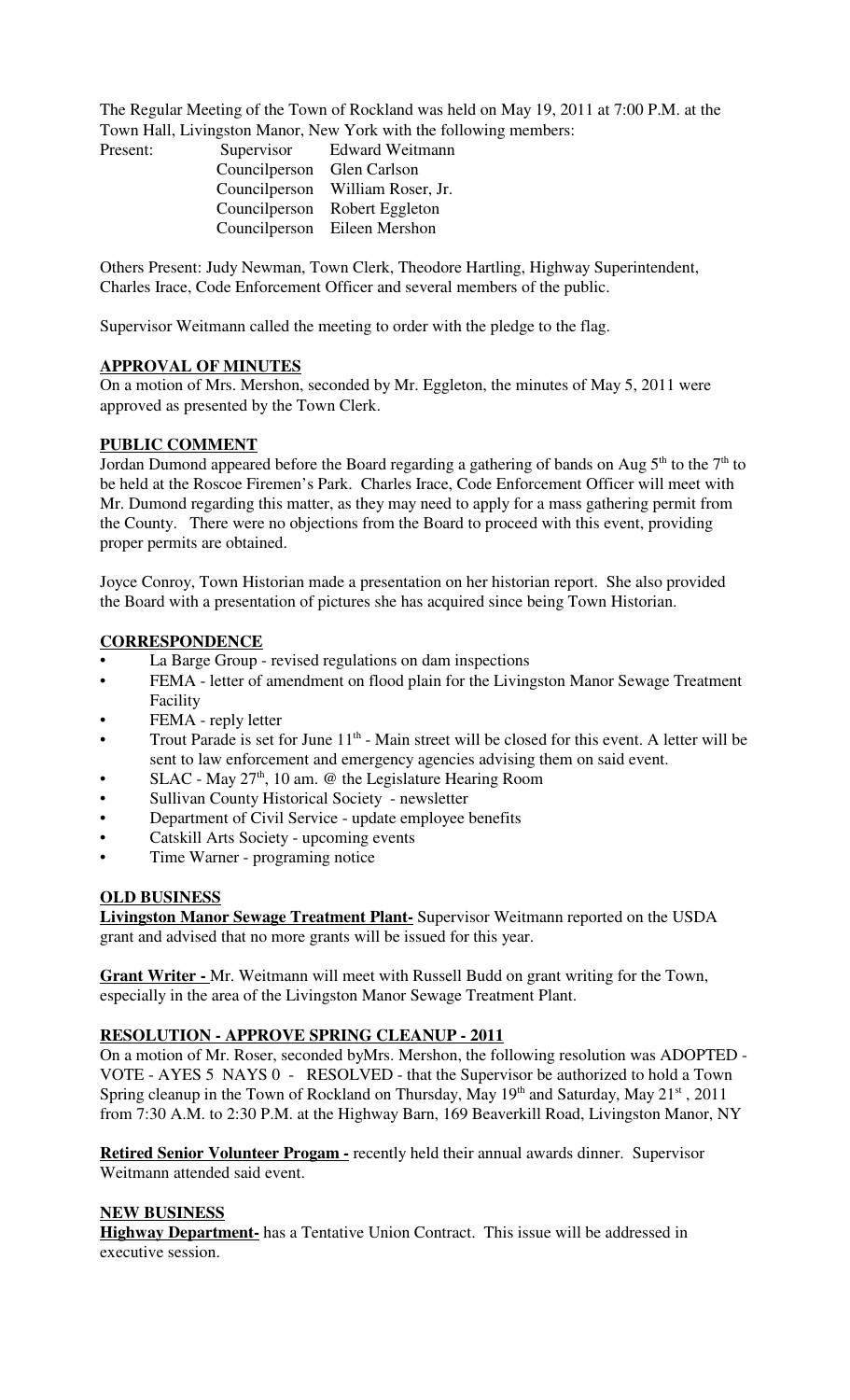The Regular Meeting of the Town of Rockland was held on May 19, 2011 at 7:00 P.M. at the Town Hall, Livingston Manor, New York with the following members:

| Present: | Supervisor | Edward Weitmann |
|---|---|---|
| | Councilperson | Glen Carlson |
| | Councilperson | William Roser, Jr. |
| | Councilperson | Robert Eggleton |
| | Councilperson | Eileen Mershon |

Others Present: Judy Newman, Town Clerk, Theodore Hartling, Highway Superintendent, Charles Irace, Code Enforcement Officer and several members of the public.

Supervisor Weitmann called the meeting to order with the pledge to the flag.

**APPROVAL OF MINUTES**

On a motion of Mrs. Mershon, seconded by Mr. Eggleton, the minutes of May 5, 2011 were approved as presented by the Town Clerk.

**PUBLIC COMMENT**

Jordan Dumond appeared before the Board regarding a gathering of bands on Aug 5th to the 7th to be held at the Roscoe Firemen's Park. Charles Irace, Code Enforcement Officer will meet with Mr. Dumond regarding this matter, as they may need to apply for a mass gathering permit from the County. There were no objections from the Board to proceed with this event, providing proper permits are obtained.

Joyce Conroy, Town Historian made a presentation on her historian report. She also provided the Board with a presentation of pictures she has acquired since being Town Historian.

**CORRESPONDENCE**

- La Barge Group - revised regulations on dam inspections
- FEMA - letter of amendment on flood plain for the Livingston Manor Sewage Treatment Facility
- FEMA - reply letter
- Trout Parade is set for June 11th - Main street will be closed for this event. A letter will be sent to law enforcement and emergency agencies advising them on said event.
- SLAC - May 27th, 10 am. @ the Legislature Hearing Room
- Sullivan County Historical Society - newsletter
- Department of Civil Service - update employee benefits
- Catskill Arts Society - upcoming events
- Time Warner - programing notice

**OLD BUSINESS**

**Livingston Manor Sewage Treatment Plant-** Supervisor Weitmann reported on the USDA grant and advised that no more grants will be issued for this year.

**Grant Writer -** Mr. Weitmann will meet with Russell Budd on grant writing for the Town, especially in the area of the Livingston Manor Sewage Treatment Plant.

**RESOLUTION - APPROVE SPRING CLEANUP - 2011**

On a motion of Mr. Roser, seconded byMrs. Mershon, the following resolution was ADOPTED - VOTE - AYES 5 NAYS 0 - RESOLVED - that the Supervisor be authorized to hold a Town Spring cleanup in the Town of Rockland on Thursday, May 19th and Saturday, May 21st, 2011 from 7:30 A.M. to 2:30 P.M. at the Highway Barn, 169 Beaverkill Road, Livingston Manor, NY

**Retired Senior Volunteer Progam -** recently held their annual awards dinner. Supervisor Weitmann attended said event.

**NEW BUSINESS**

**Highway Department-** has a Tentative Union Contract. This issue will be addressed in executive session.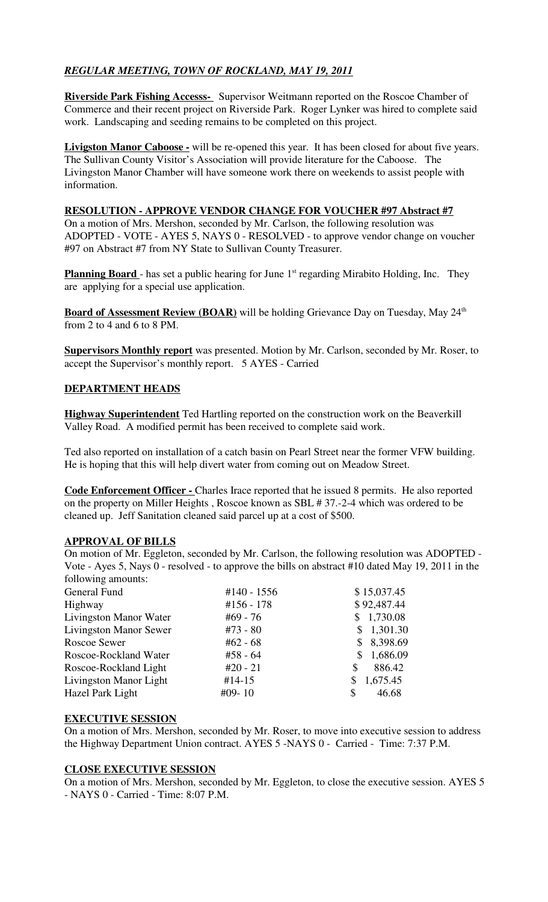***REGULAR MEETING, TOWN OF ROCKLAND, MAY 19, 2011***

**Riverside Park Fishing Accesss-** Supervisor Weitmann reported on the Roscoe Chamber of Commerce and their recent project on Riverside Park. Roger Lynker was hired to complete said work. Landscaping and seeding remains to be completed on this project.

**Livigston Manor Caboose -** will be re-opened this year. It has been closed for about five years. The Sullivan County Visitor's Association will provide literature for the Caboose. The Livingston Manor Chamber will have someone work there on weekends to assist people with information.

**RESOLUTION - APPROVE VENDOR CHANGE FOR VOUCHER #97 Abstract #7**

On a motion of Mrs. Mershon, seconded by Mr. Carlson, the following resolution was ADOPTED - VOTE - AYES 5, NAYS 0 - RESOLVED - to approve vendor change on voucher #97 on Abstract #7 from NY State to Sullivan County Treasurer.

**Planning Board** - has set a public hearing for June 1st regarding Mirabito Holding, Inc. They are applying for a special use application.

**Board of Assessment Review (BOAR)** will be holding Grievance Day on Tuesday, May 24th from 2 to 4 and 6 to 8 PM.

**Supervisors Monthly report** was presented. Motion by Mr. Carlson, seconded by Mr. Roser, to accept the Supervisor's monthly report. 5 AYES - Carried

**DEPARTMENT HEADS**

**Highway Superintendent** Ted Hartling reported on the construction work on the Beaverkill Valley Road. A modified permit has been received to complete said work.

Ted also reported on installation of a catch basin on Pearl Street near the former VFW building. He is hoping that this will help divert water from coming out on Meadow Street.

**Code Enforcement Officer -** Charles Irace reported that he issued 8 permits. He also reported on the property on Miller Heights , Roscoe known as SBL # 37.-2-4 which was ordered to be cleaned up. Jeff Sanitation cleaned said parcel up at a cost of $500.

**APPROVAL OF BILLS**

On motion of Mr. Eggleton, seconded by Mr. Carlson, the following resolution was ADOPTED - Vote - Ayes 5, Nays 0 - resolved - to approve the bills on abstract #10 dated May 19, 2011 in the following amounts:

| | | |
|---|---|---|
| General Fund | #140 - 1556 | $ 15,037.45 |
| Highway | #156 - 178 | $ 92,487.44 |
| Livingston Manor Water | #69 - 76 | $ 1,730.08 |
| Livingston Manor Sewer | #73 - 80 | $ 1,301.30 |
| Roscoe Sewer | #62 - 68 | $ 8,398.69 |
| Roscoe-Rockland Water | #58 - 64 | $ 1,686.09 |
| Roscoe-Rockland Light | #20 - 21 | $ 886.42 |
| Livingston Manor Light | #14-15 | $ 1,675.45 |
| Hazel Park Light | #09- 10 | $ 46.68 |

**EXECUTIVE SESSION**

On a motion of Mrs. Mershon, seconded by Mr. Roser, to move into executive session to address the Highway Department Union contract. AYES 5 -NAYS 0 - Carried - Time: 7:37 P.M.

**CLOSE EXECUTIVE SESSION**

On a motion of Mrs. Mershon, seconded by Mr. Eggleton, to close the executive session. AYES 5 - NAYS 0 - Carried - Time: 8:07 P.M.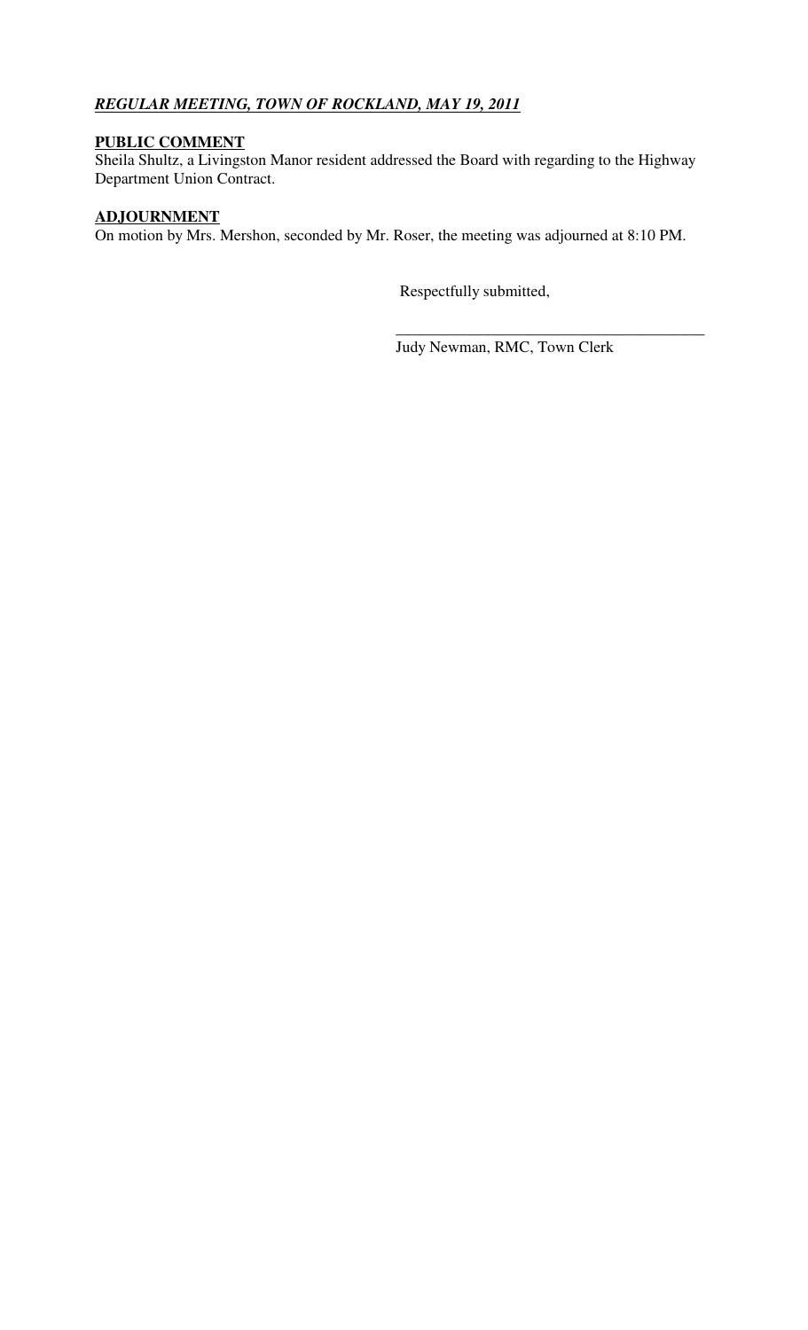***REGULAR MEETING, TOWN OF ROCKLAND, MAY 19, 2011***

**PUBLIC COMMENT**

Sheila Shultz, a Livingston Manor resident addressed the Board with regarding to the Highway Department Union Contract.

**ADJOURNMENT**

On motion by Mrs. Mershon, seconded by Mr. Roser, the meeting was adjourned at 8:10 PM.

Respectfully submitted,

_______________________________________

Judy Newman, RMC, Town Clerk